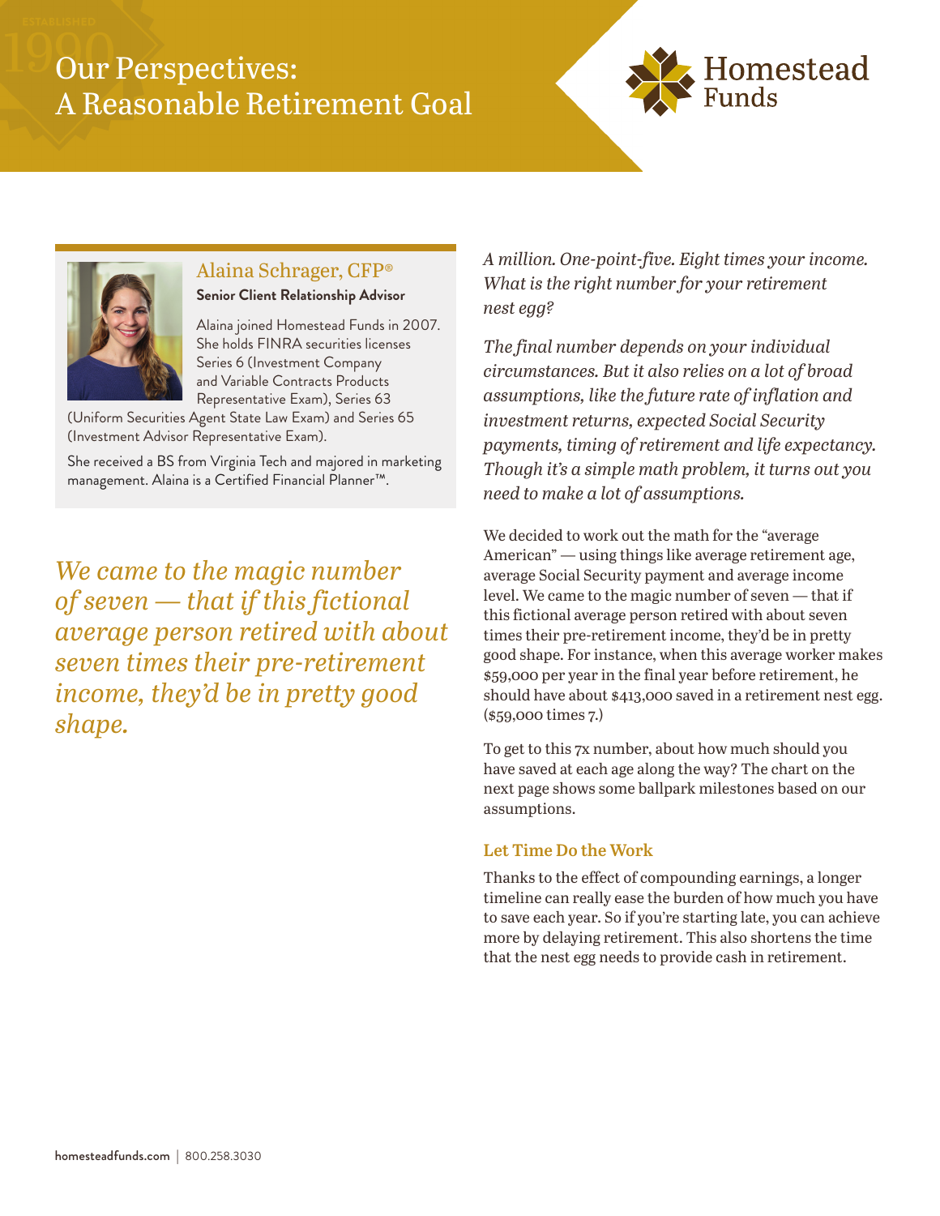# Our Perspectives: A Reasonable Retirement Goal

Homestead Funds

## Alaina Schrager, CFP®

**Senior Client Relationship Advisor**

Alaina joined Homestead Funds in 2007. She holds FINRA securities licenses Series 6 (Investment Company and Variable Contracts Products Representative Exam), Series 63 (Uniform Securities Agent State Law Exam) and Series 65 (Investment Advisor Representative Exam).

She received a BS from Virginia Tech and majored in marketing management. Alaina is a Certified Financial Planner™.

*We came to the magic number of seven — that if this fictional average person retired with about seven times their pre-retirement income, they'd be in pretty good shape.*

*A million. One-point-five. Eight times your income. What is the right number for your retirement nest egg?*

*The final number depends on your individual circumstances. But it also relies on a lot of broad assumptions, like the future rate of inflation and investment returns, expected Social Security payments, timing of retirement and life expectancy. Though it's a simple math problem, it turns out you need to make a lot of assumptions.*

We decided to work out the math for the "average American" — using things like average retirement age, average Social Security payment and average income level. We came to the magic number of seven — that if this fictional average person retired with about seven times their pre-retirement income, they'd be in pretty good shape. For instance, when this average worker makes $59,000 per year in the final year before retirement, he should have about $413,000 saved in a retirement nest egg. ($59,000 times 7.)

To get to this 7x number, about how much should you have saved at each age along the way? The chart on the next page shows some ballpark milestones based on our assumptions.

### Let Time Do the Work

Thanks to the effect of compounding earnings, a longer timeline can really ease the burden of how much you have to save each year. So if you're starting late, you can achieve more by delaying retirement. This also shortens the time that the nest egg needs to provide cash in retirement.

homesteadfunds.com | 800.258.3030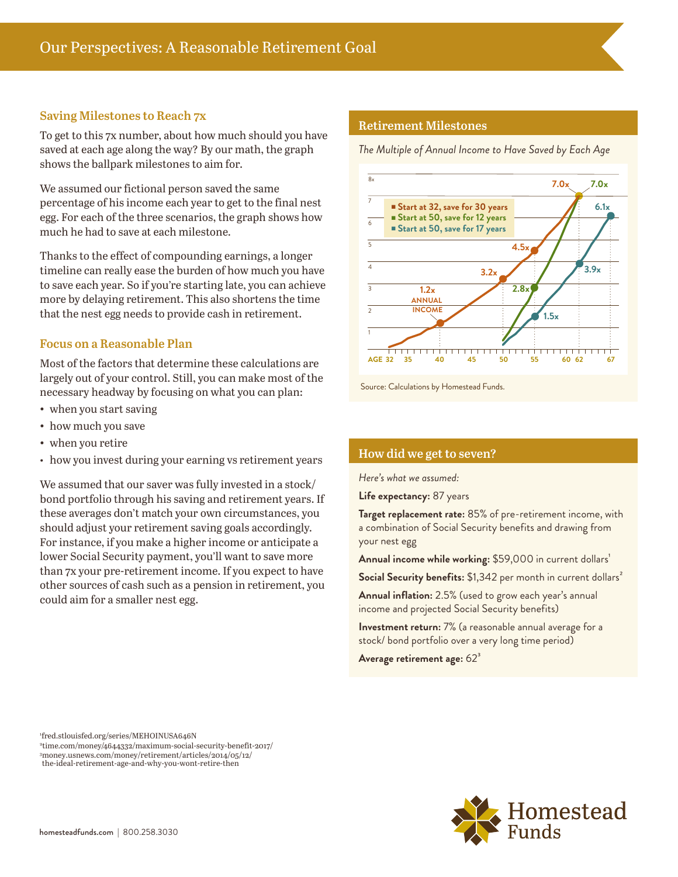# Our Perspectives: A Reasonable Retirement Goal

## Saving Milestones to Reach 7x

To get to this 7x number, about how much should you have saved at each age along the way? By our math, the graph shows the ballpark milestones to aim for.

We assumed our fictional person saved the same percentage of his income each year to get to the final nest egg. For each of the three scenarios, the graph shows how much he had to save at each milestone.

Thanks to the effect of compounding earnings, a longer timeline can really ease the burden of how much you have to save each year. So if you're starting late, you can achieve more by delaying retirement. This also shortens the time that the nest egg needs to provide cash in retirement.

## Focus on a Reasonable Plan

Most of the factors that determine these calculations are largely out of your control. Still, you can make most of the necessary headway by focusing on what you can plan:

- when you start saving
- how much you save
- when you retire
- how you invest during your earning vs retirement years

We assumed that our saver was fully invested in a stock/bond portfolio through his saving and retirement years. If these averages don't match your own circumstances, you should adjust your retirement saving goals accordingly. For instance, if you make a higher income or anticipate a lower Social Security payment, you'll want to save more than 7x your pre-retirement income. If you expect to have other sources of cash such as a pension in retirement, you could aim for a smaller nest egg.

## Retirement Milestones

*The Multiple of Annual Income to Have Saved by Each Age*

- Start at 32, save for 30 years: 1.2x annual income at 40, 3.2x at 50, 4.5x at 55, 7.0x at 62
- Start at 50, save for 12 years: 2.8x at 55, 7.0x at 62
- Start at 50, save for 17 years: 1.5x at 55, 3.9x at 62, 6.1x at 67

Source: Calculations by Homestead Funds.

## How did we get to seven?

*Here's what we assumed:*

**Life expectancy:** 87 years

**Target replacement rate:** 85% of pre-retirement income, with a combination of Social Security benefits and drawing from your nest egg

**Annual income while working:** $59,000 in current dollars[1]

**Social Security benefits:** $1,342 per month in current dollars[2]

**Annual inflation:** 2.5% (used to grow each year's annual income and projected Social Security benefits)

**Investment return:** 7% (a reasonable annual average for a stock/ bond portfolio over a very long time period)

**Average retirement age:** 62[3]

[1]fred.stlouisfed.org/series/MEHOINUSA646N
[2]time.com/money/4644332/maximum-social-security-benefit-2017/
[3]money.usnews.com/money/retirement/articles/2014/05/12/the-ideal-retirement-age-and-why-you-wont-retire-then

homesteadfunds.com | 800.258.3030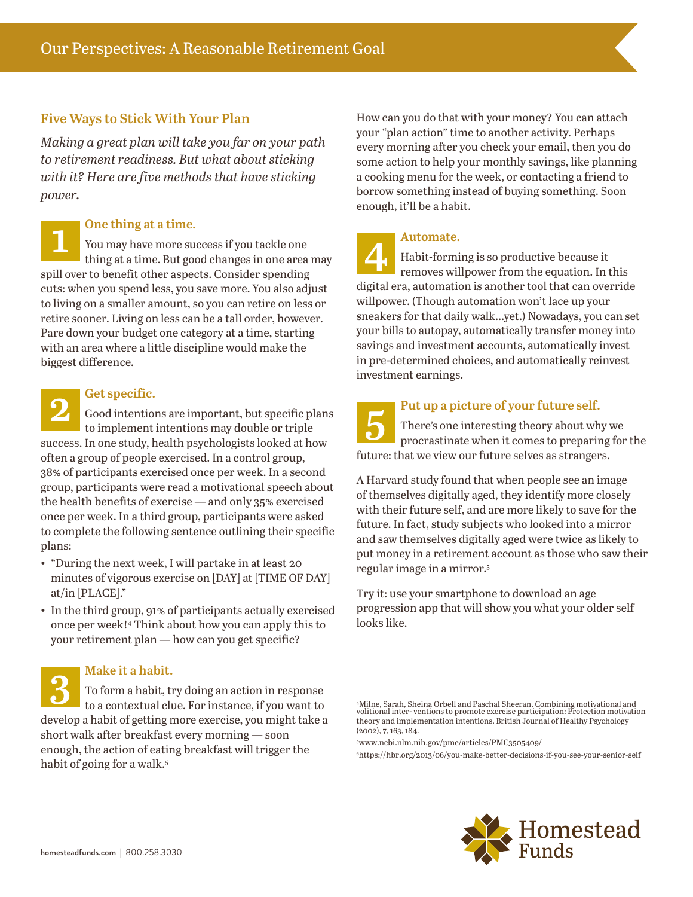## Five Ways to Stick With Your Plan

*Making a great plan will take you far on your path to retirement readiness. But what about sticking with it? Here are five methods that have sticking power.*

### 1 One thing at a time.

You may have more success if you tackle one thing at a time. But good changes in one area may spill over to benefit other aspects. Consider spending cuts: when you spend less, you save more. You also adjust to living on a smaller amount, so you can retire on less or retire sooner. Living on less can be a tall order, however. Pare down your budget one category at a time, starting with an area where a little discipline would make the biggest difference.

### 2 Get specific.

Good intentions are important, but specific plans to implement intentions may double or triple success. In one study, health psychologists looked at how often a group of people exercised. In a control group, 38% of participants exercised once per week. In a second group, participants were read a motivational speech about the health benefits of exercise — and only 35% exercised once per week. In a third group, participants were asked to complete the following sentence outlining their specific plans:

- "During the next week, I will partake in at least 20 minutes of vigorous exercise on [DAY] at [TIME OF DAY] at/in [PLACE]."
- In the third group, 91% of participants actually exercised once per week![4] Think about how you can apply this to your retirement plan — how can you get specific?

### 3 Make it a habit.

To form a habit, try doing an action in response to a contextual clue. For instance, if you want to develop a habit of getting more exercise, you might take a short walk after breakfast every morning — soon enough, the action of eating breakfast will trigger the habit of going for a walk.[5]

How can you do that with your money? You can attach your "plan action" time to another activity. Perhaps every morning after you check your email, then you do some action to help your monthly savings, like planning a cooking menu for the week, or contacting a friend to borrow something instead of buying something. Soon enough, it'll be a habit.

### 4 Automate.

Habit-forming is so productive because it removes willpower from the equation. In this digital era, automation is another tool that can override willpower. (Though automation won't lace up your sneakers for that daily walk…yet.) Nowadays, you can set your bills to autopay, automatically transfer money into savings and investment accounts, automatically invest in pre-determined choices, and automatically reinvest investment earnings.

### 5 Put up a picture of your future self.

There's one interesting theory about why we procrastinate when it comes to preparing for the future: that we view our future selves as strangers.

A Harvard study found that when people see an image of themselves digitally aged, they identify more closely with their future self, and are more likely to save for the future. In fact, study subjects who looked into a mirror and saw themselves digitally aged were twice as likely to put money in a retirement account as those who saw their regular image in a mirror.[5]

Try it: use your smartphone to download an age progression app that will show you what your older self looks like.

[4]Milne, Sarah, Sheina Orbell and Paschal Sheeran. Combining motivational and volitional inter- ventions to promote exercise participation: Protection motivation theory and implementation intentions. British Journal of Healthy Psychology (2002), 7, 163, 184.

[5]www.ncbi.nlm.nih.gov/pmc/articles/PMC3505409/

[6]https://hbr.org/2013/06/you-make-better-decisions-if-you-see-your-senior-self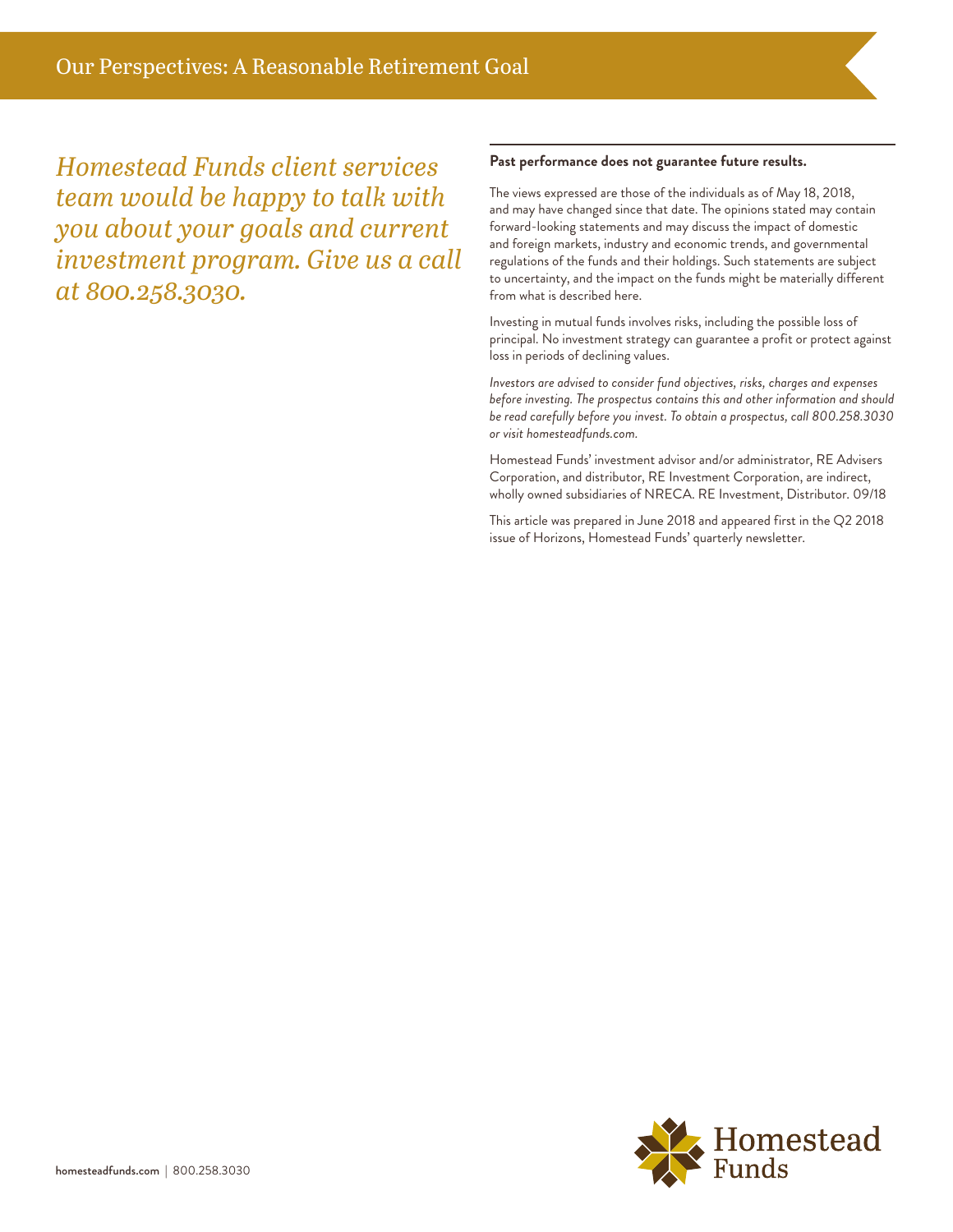*Homestead Funds client services team would be happy to talk with you about your goals and current investment program. Give us a call at 800.258.3030.*

**Past performance does not guarantee future results.**

The views expressed are those of the individuals as of May 18, 2018, and may have changed since that date. The opinions stated may contain forward-looking statements and may discuss the impact of domestic and foreign markets, industry and economic trends, and governmental regulations of the funds and their holdings. Such statements are subject to uncertainty, and the impact on the funds might be materially different from what is described here.

Investing in mutual funds involves risks, including the possible loss of principal. No investment strategy can guarantee a profit or protect against loss in periods of declining values.

*Investors are advised to consider fund objectives, risks, charges and expenses before investing. The prospectus contains this and other information and should be read carefully before you invest. To obtain a prospectus, call 800.258.3030 or visit homesteadfunds.com.*

Homestead Funds' investment advisor and/or administrator, RE Advisers Corporation, and distributor, RE Investment Corporation, are indirect, wholly owned subsidiaries of NRECA. RE Investment, Distributor. 09/18

This article was prepared in June 2018 and appeared first in the Q2 2018 issue of Horizons, Homestead Funds' quarterly newsletter.